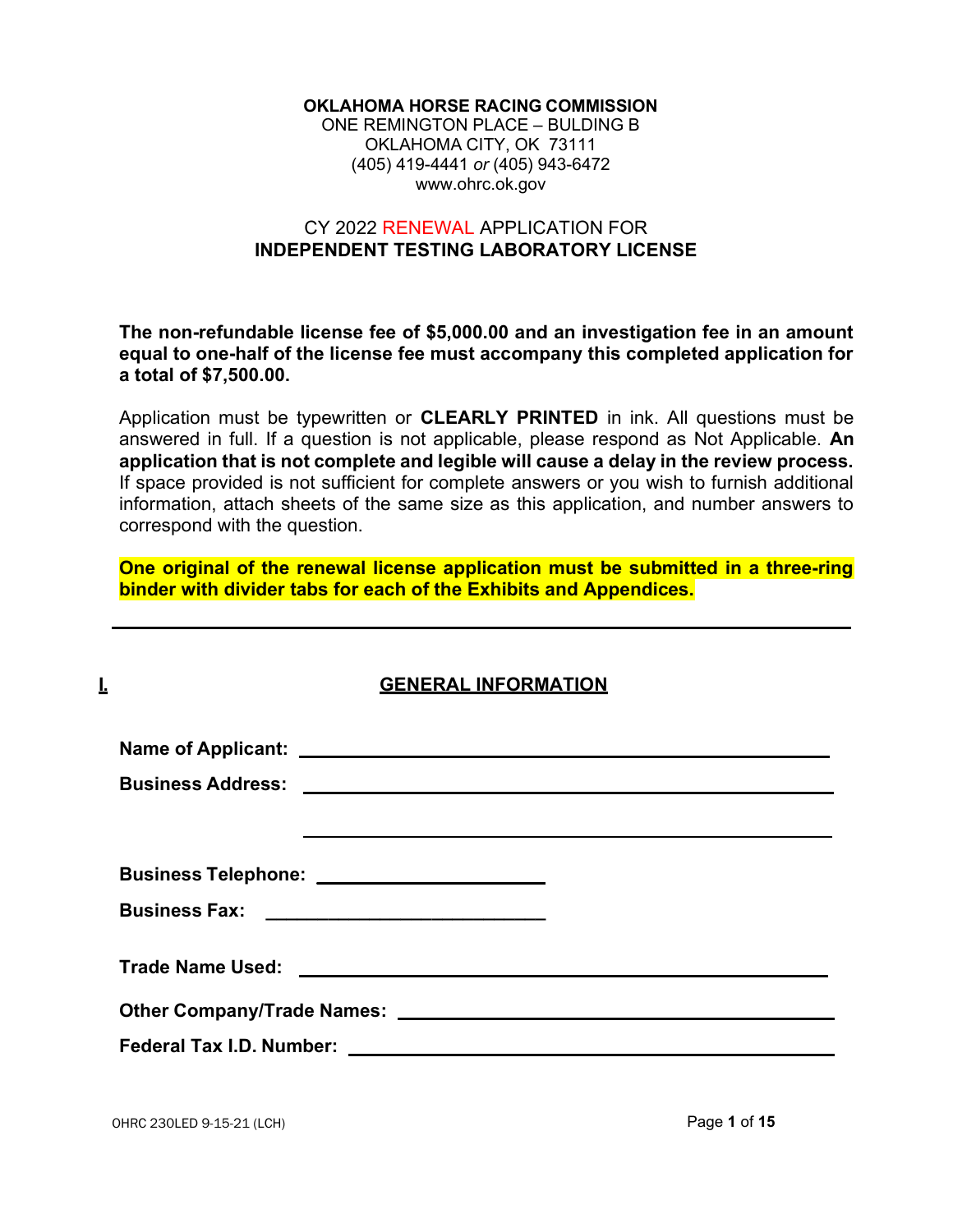**OKLAHOMA HORSE RACING COMMISSION**
ONE REMINGTON PLACE – BULDING B
OKLAHOMA CITY, OK 73111
(405) 419-4441 *or* (405) 943-6472
www.ohrc.ok.gov

CY 2022 RENEWAL APPLICATION FOR
**INDEPENDENT TESTING LABORATORY LICENSE**

**The non-refundable license fee of $5,000.00 and an investigation fee in an amount equal to one-half of the license fee must accompany this completed application for a total of $7,500.00.**

Application must be typewritten or **CLEARLY PRINTED** in ink. All questions must be answered in full. If a question is not applicable, please respond as Not Applicable. **An application that is not complete and legible will cause a delay in the review process.** If space provided is not sufficient for complete answers or you wish to furnish additional information, attach sheets of the same size as this application, and number answers to correspond with the question.

**One original of the renewal license application must be submitted in a three-ring binder with divider tabs for each of the Exhibits and Appendices.**

---

## I. GENERAL INFORMATION

**Name of Applicant:** ______________________________________________

**Business Address:** ______________________________________________

______________________________________________

**Business Telephone:** ______________________

**Business Fax:** ______________________

**Trade Name Used:** ______________________________________________

**Other Company/Trade Names:** ______________________________________

**Federal Tax I.D. Number:** ________________________________________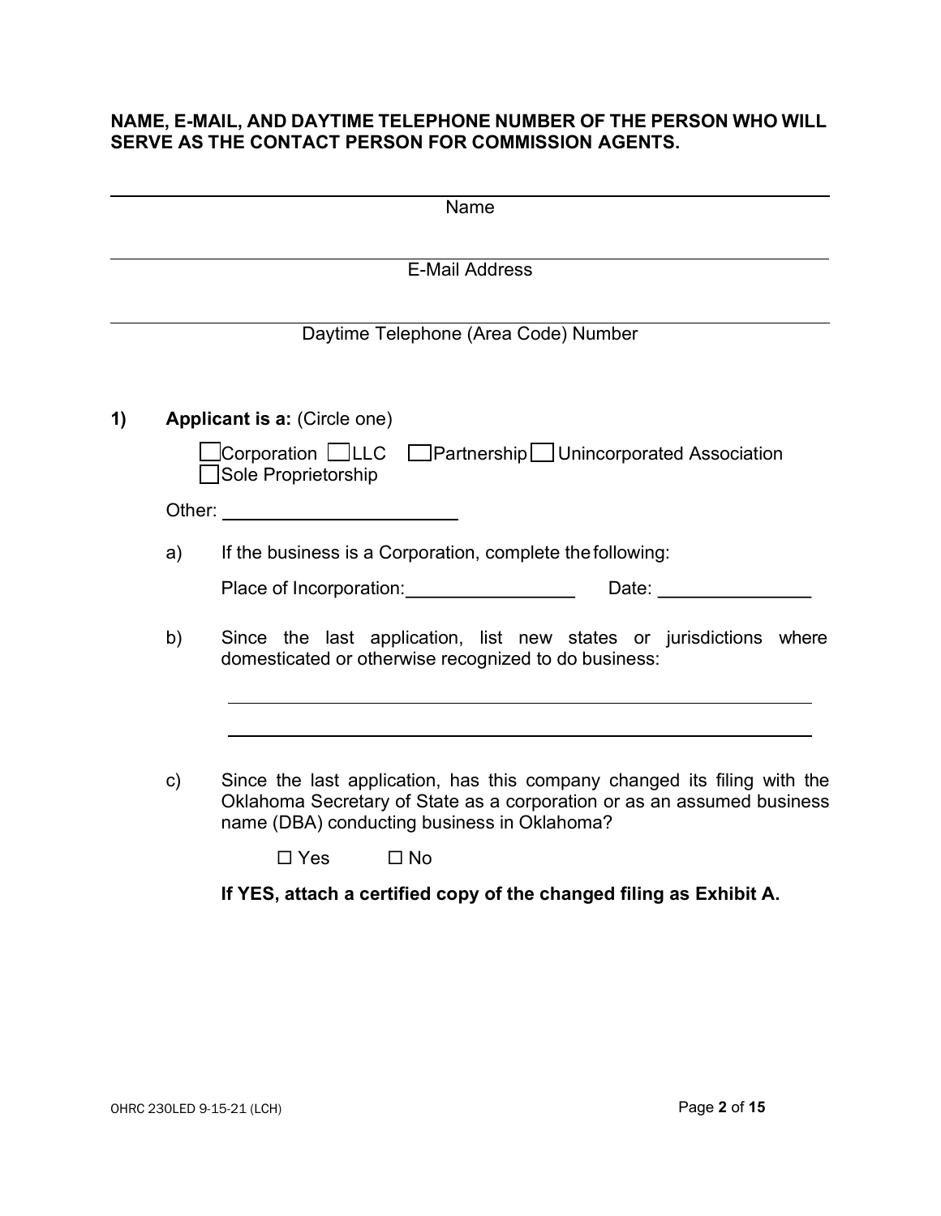**NAME, E-MAIL, AND DAYTIME TELEPHONE NUMBER OF THE PERSON WHO WILL SERVE AS THE CONTACT PERSON FOR COMMISSION AGENTS.**

______________________________________________
Name

______________________________________________
E-Mail Address

______________________________________________
Daytime Telephone (Area Code) Number

**1) Applicant is a:** (Circle one)

☐ Corporation ☐ LLC ☐ Partnership ☐ Unincorporated Association ☐ Sole Proprietorship

Other: ______________________

a) If the business is a Corporation, complete the following:

Place of Incorporation: ________________ Date: ______________

b) Since the last application, list new states or jurisdictions where domesticated or otherwise recognized to do business:

______________________________________________

______________________________________________

c) Since the last application, has this company changed its filing with the Oklahoma Secretary of State as a corporation or as an assumed business name (DBA) conducting business in Oklahoma?

☐ Yes ☐ No

**If YES, attach a certified copy of the changed filing as Exhibit A.**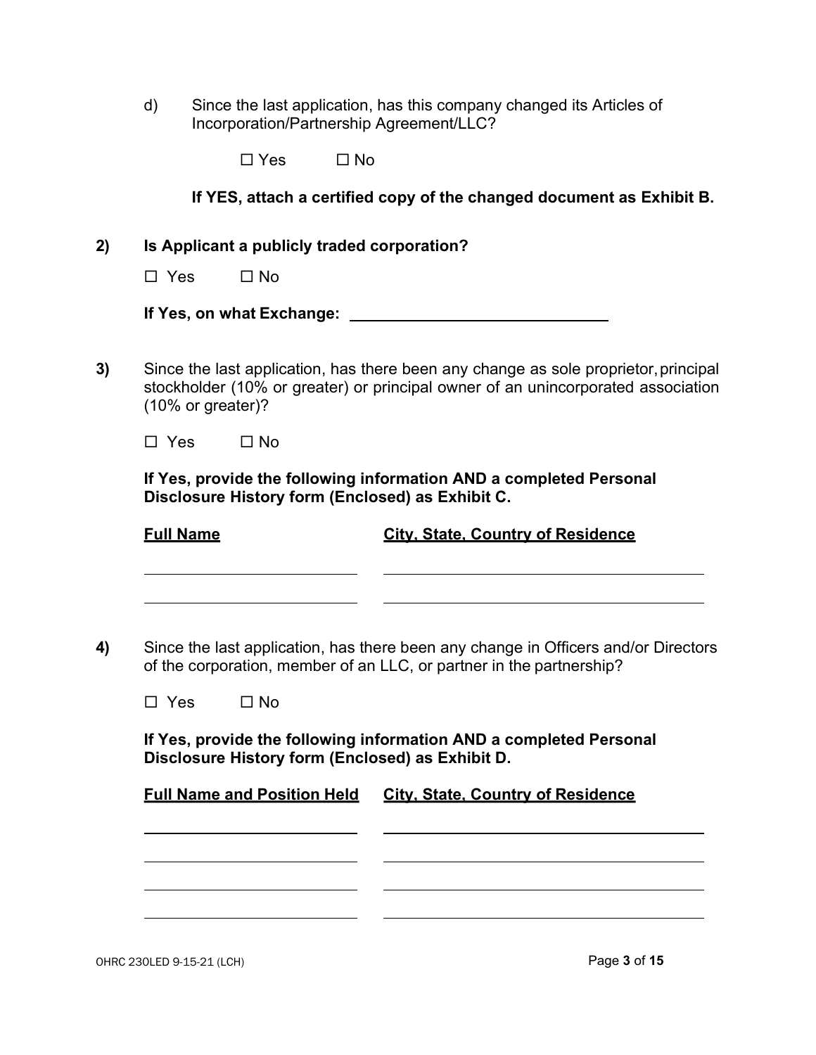d) Since the last application, has this company changed its Articles of Incorporation/Partnership Agreement/LLC?

☐ Yes ☐ No

**If YES, attach a certified copy of the changed document as Exhibit B.**

**2) Is Applicant a publicly traded corporation?**

☐ Yes ☐ No

**If Yes, on what Exchange:** ______________________________

**3)** Since the last application, has there been any change as sole proprietor, principal stockholder (10% or greater) or principal owner of an unincorporated association (10% or greater)?

☐ Yes ☐ No

**If Yes, provide the following information AND a completed Personal Disclosure History form (Enclosed) as Exhibit C.**

| Full Name | City, State, Country of Residence |
|---|---|
| | |
| | |

**4)** Since the last application, has there been any change in Officers and/or Directors of the corporation, member of an LLC, or partner in the partnership?

☐ Yes ☐ No

**If Yes, provide the following information AND a completed Personal Disclosure History form (Enclosed) as Exhibit D.**

| Full Name and Position Held | City, State, Country of Residence |
|---|---|
| | |
| | |
| | |
| | |

OHRC 230LED 9-15-21 (LCH)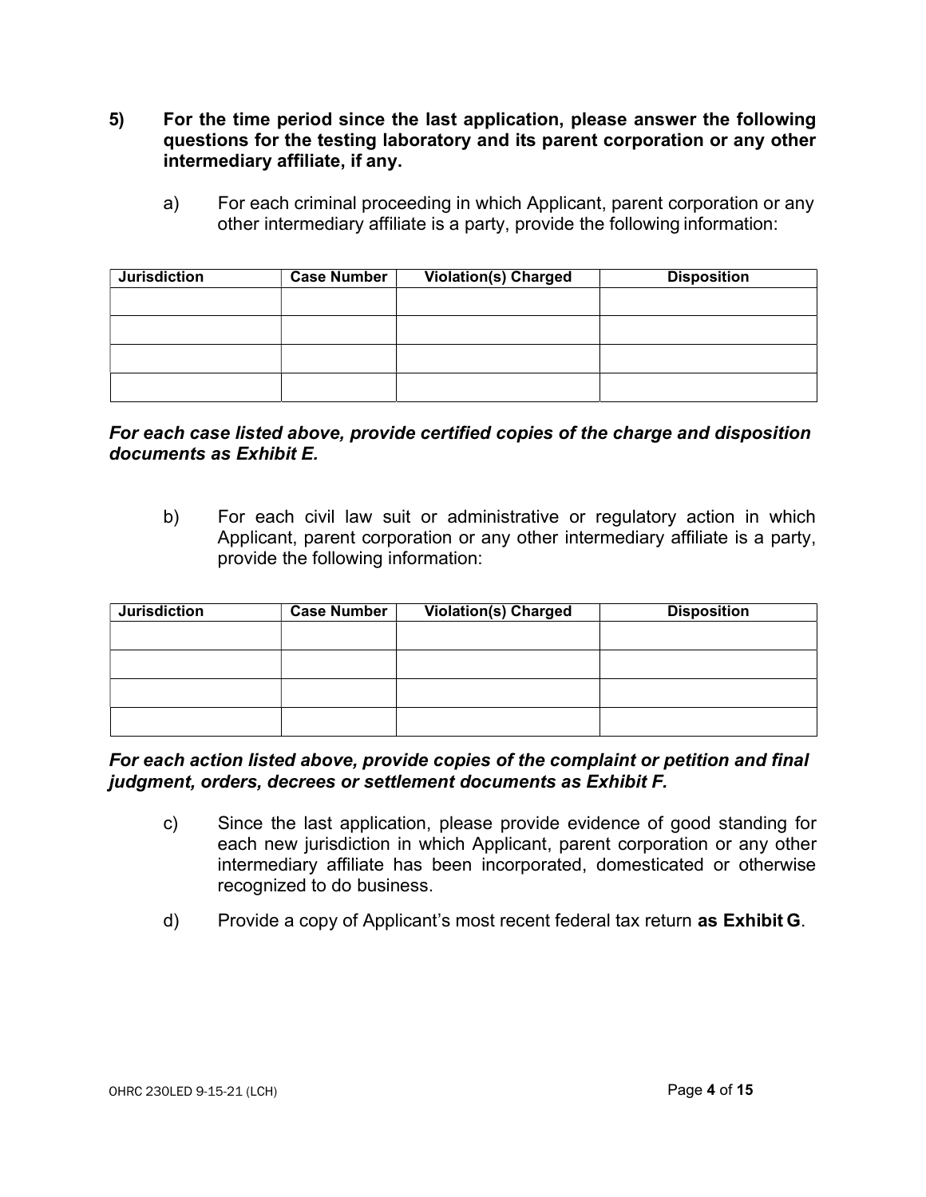**5) For the time period since the last application, please answer the following questions for the testing laboratory and its parent corporation or any other intermediary affiliate, if any.**

a) For each criminal proceeding in which Applicant, parent corporation or any other intermediary affiliate is a party, provide the following information:

| Jurisdiction | Case Number | Violation(s) Charged | Disposition |
|---|---|---|---|
| | | | |
| | | | |
| | | | |
| | | | |

***For each case listed above, provide certified copies of the charge and disposition documents as Exhibit E.***

b) For each civil law suit or administrative or regulatory action in which Applicant, parent corporation or any other intermediary affiliate is a party, provide the following information:

| Jurisdiction | Case Number | Violation(s) Charged | Disposition |
|---|---|---|---|
| | | | |
| | | | |
| | | | |
| | | | |

***For each action listed above, provide copies of the complaint or petition and final judgment, orders, decrees or settlement documents as Exhibit F.***

c) Since the last application, please provide evidence of good standing for each new jurisdiction in which Applicant, parent corporation or any other intermediary affiliate has been incorporated, domesticated or otherwise recognized to do business.

d) Provide a copy of Applicant's most recent federal tax return **as Exhibit G**.

OHRC 230LED 9-15-21 (LCH)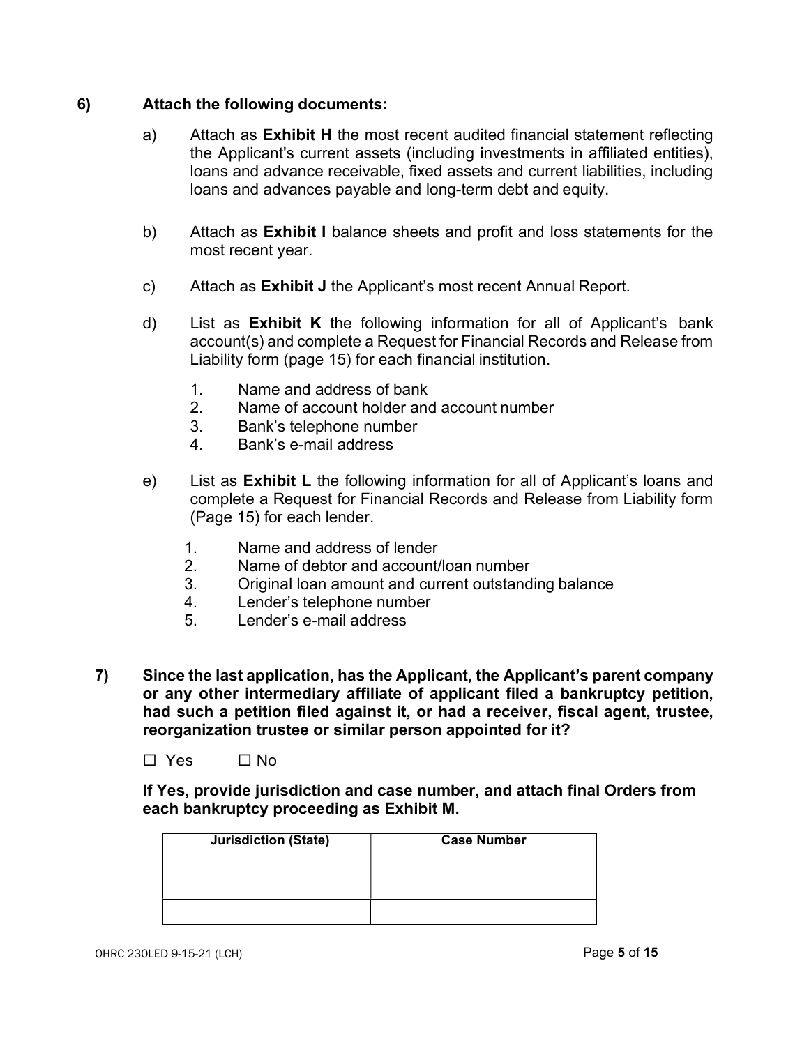**6) Attach the following documents:**

a) Attach as **Exhibit H** the most recent audited financial statement reflecting the Applicant's current assets (including investments in affiliated entities), loans and advance receivable, fixed assets and current liabilities, including loans and advances payable and long-term debt and equity.

b) Attach as **Exhibit I** balance sheets and profit and loss statements for the most recent year.

c) Attach as **Exhibit J** the Applicant's most recent Annual Report.

d) List as **Exhibit K** the following information for all of Applicant's bank account(s) and complete a Request for Financial Records and Release from Liability form (page 15) for each financial institution.

1. Name and address of bank
2. Name of account holder and account number
3. Bank's telephone number
4. Bank's e-mail address

e) List as **Exhibit L** the following information for all of Applicant's loans and complete a Request for Financial Records and Release from Liability form (Page 15) for each lender.

1. Name and address of lender
2. Name of debtor and account/loan number
3. Original loan amount and current outstanding balance
4. Lender's telephone number
5. Lender's e-mail address

**7) Since the last application, has the Applicant, the Applicant's parent company or any other intermediary affiliate of applicant filed a bankruptcy petition, had such a petition filed against it, or had a receiver, fiscal agent, trustee, reorganization trustee or similar person appointed for it?**

☐ Yes ☐ No

**If Yes, provide jurisdiction and case number, and attach final Orders from each bankruptcy proceeding as Exhibit M.**

| Jurisdiction (State) | Case Number |
|---|---|
| | |
| | |
| | |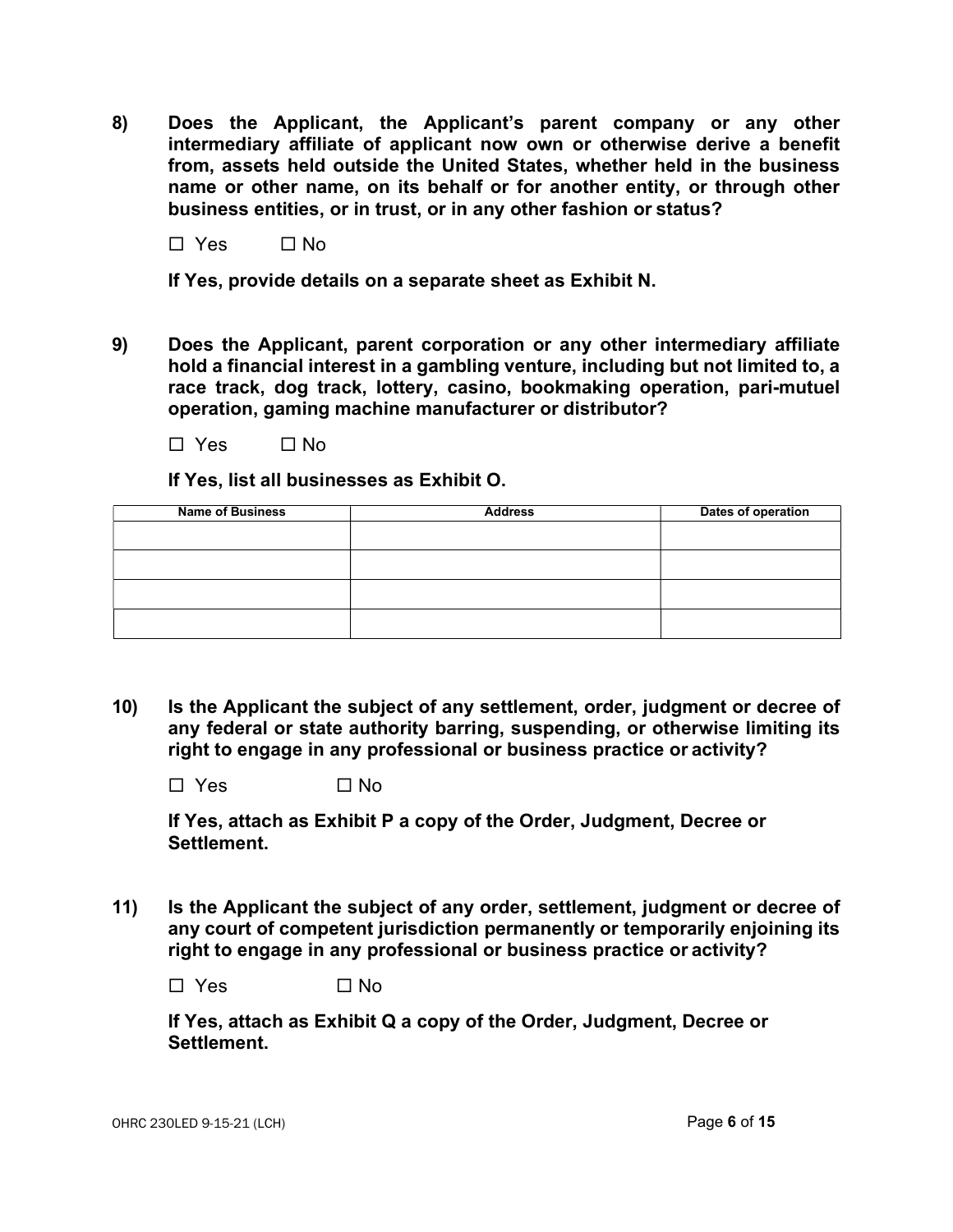**8) Does the Applicant, the Applicant's parent company or any other intermediary affiliate of applicant now own or otherwise derive a benefit from, assets held outside the United States, whether held in the business name or other name, on its behalf or for another entity, or through other business entities, or in trust, or in any other fashion or status?**

☐ Yes ☐ No

**If Yes, provide details on a separate sheet as Exhibit N.**

**9) Does the Applicant, parent corporation or any other intermediary affiliate hold a financial interest in a gambling venture, including but not limited to, a race track, dog track, lottery, casino, bookmaking operation, pari-mutuel operation, gaming machine manufacturer or distributor?**

☐ Yes ☐ No

**If Yes, list all businesses as Exhibit O.**

| Name of Business | Address | Dates of operation |
|---|---|---|
| | | |
| | | |
| | | |
| | | |

**10) Is the Applicant the subject of any settlement, order, judgment or decree of any federal or state authority barring, suspending, or otherwise limiting its right to engage in any professional or business practice or activity?**

☐ Yes ☐ No

**If Yes, attach as Exhibit P a copy of the Order, Judgment, Decree or Settlement.**

**11) Is the Applicant the subject of any order, settlement, judgment or decree of any court of competent jurisdiction permanently or temporarily enjoining its right to engage in any professional or business practice or activity?**

☐ Yes ☐ No

**If Yes, attach as Exhibit Q a copy of the Order, Judgment, Decree or Settlement.**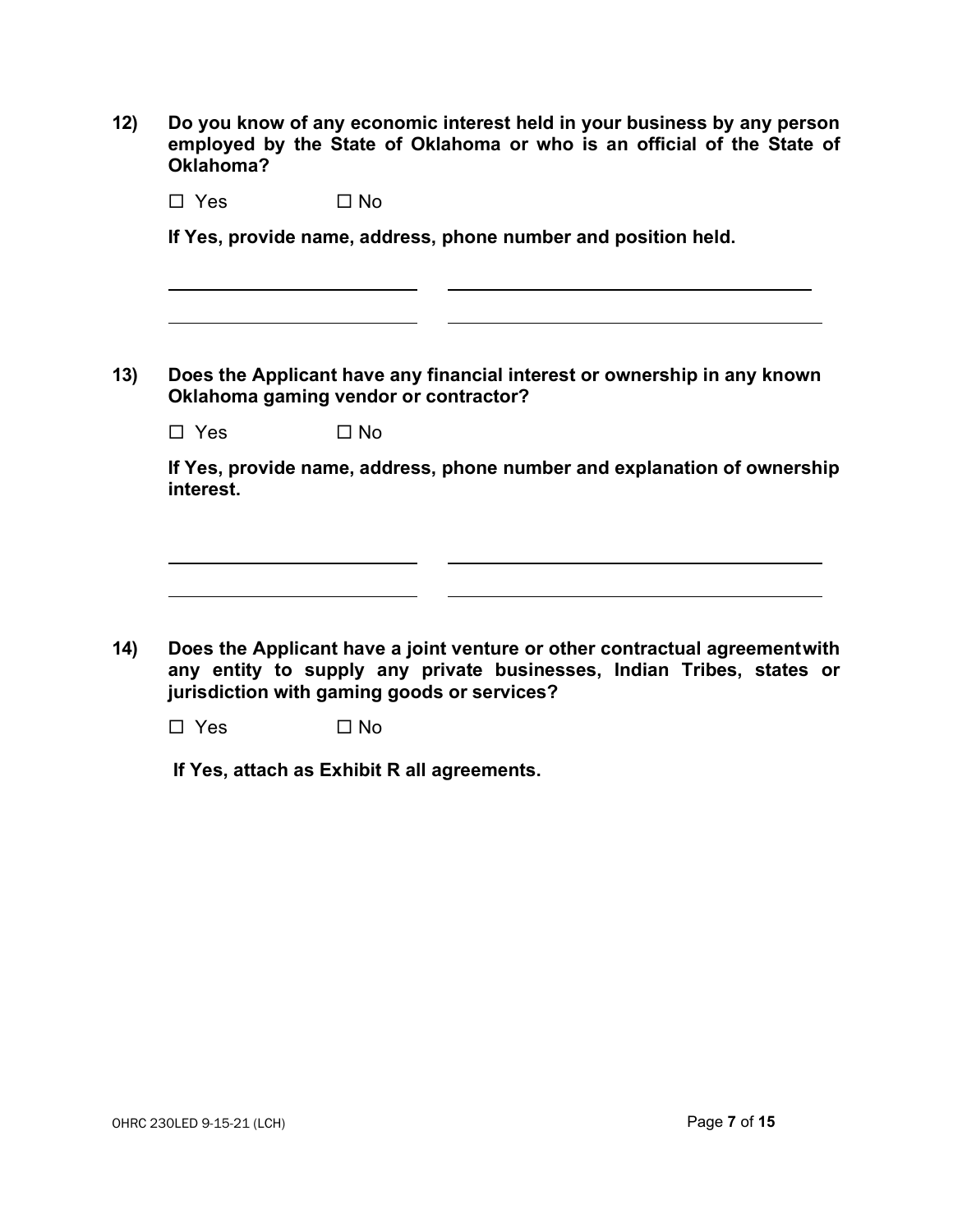**12) Do you know of any economic interest held in your business by any person employed by the State of Oklahoma or who is an official of the State of Oklahoma?**

☐ Yes ☐ No

**If Yes, provide name, address, phone number and position held.**

\_\_\_\_\_\_\_\_\_\_\_\_\_\_\_\_\_\_\_\_\_\_\_\_\_\_ \_\_\_\_\_\_\_\_\_\_\_\_\_\_\_\_\_\_\_\_\_\_\_\_\_\_\_\_\_\_\_\_\_\_\_\_\_\_

\_\_\_\_\_\_\_\_\_\_\_\_\_\_\_\_\_\_\_\_\_\_\_\_\_\_ \_\_\_\_\_\_\_\_\_\_\_\_\_\_\_\_\_\_\_\_\_\_\_\_\_\_\_\_\_\_\_\_\_\_\_\_\_\_

**13) Does the Applicant have any financial interest or ownership in any known Oklahoma gaming vendor or contractor?**

☐ Yes ☐ No

**If Yes, provide name, address, phone number and explanation of ownership interest.**

\_\_\_\_\_\_\_\_\_\_\_\_\_\_\_\_\_\_\_\_\_\_\_\_\_\_ \_\_\_\_\_\_\_\_\_\_\_\_\_\_\_\_\_\_\_\_\_\_\_\_\_\_\_\_\_\_\_\_\_\_\_\_\_\_

\_\_\_\_\_\_\_\_\_\_\_\_\_\_\_\_\_\_\_\_\_\_\_\_\_\_ \_\_\_\_\_\_\_\_\_\_\_\_\_\_\_\_\_\_\_\_\_\_\_\_\_\_\_\_\_\_\_\_\_\_\_\_\_\_

**14) Does the Applicant have a joint venture or other contractual agreement with any entity to supply any private businesses, Indian Tribes, states or jurisdiction with gaming goods or services?**

☐ Yes ☐ No

**If Yes, attach as Exhibit R all agreements.**

OHRC 230LED 9-15-21 (LCH)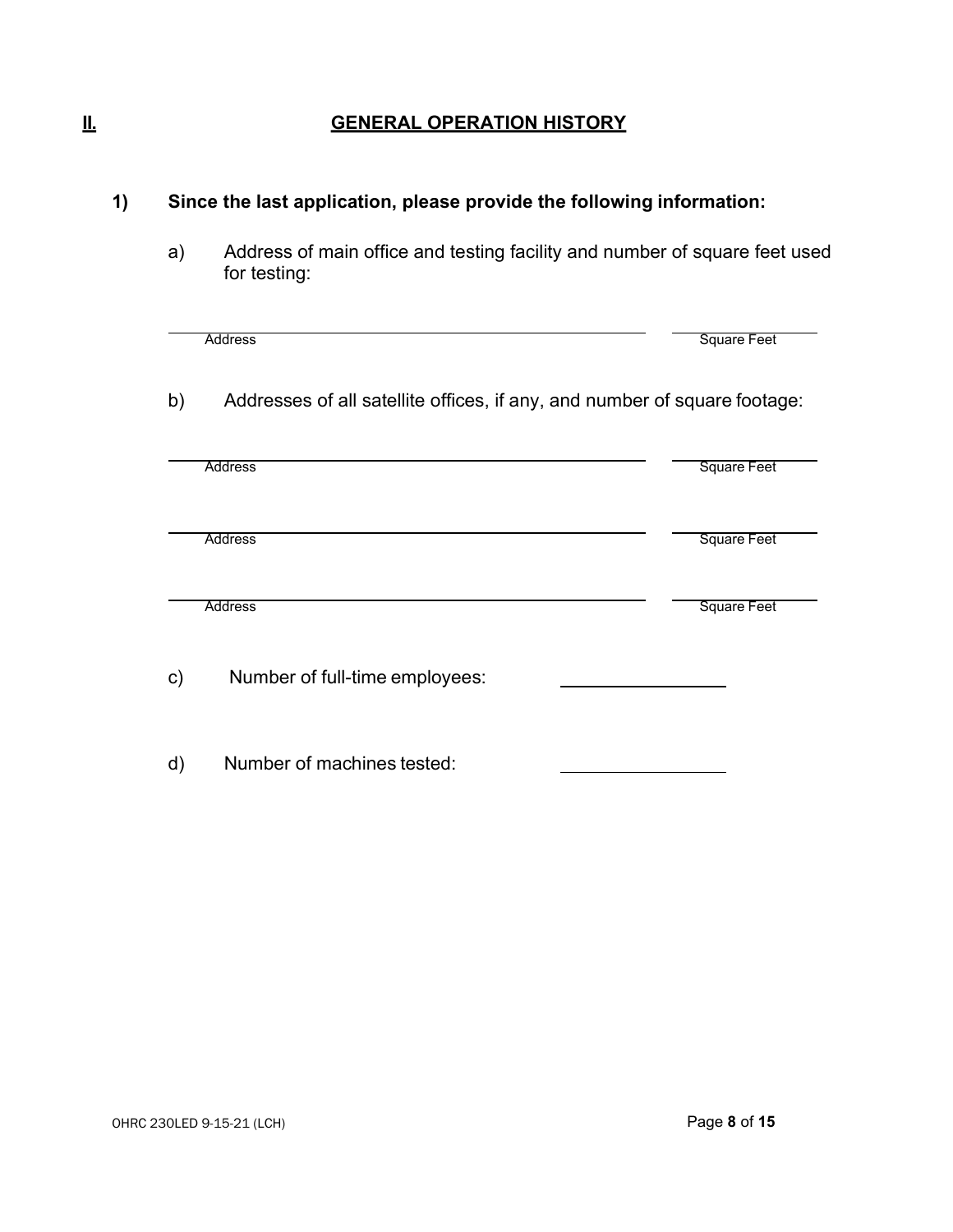## II. GENERAL OPERATION HISTORY

**1) Since the last application, please provide the following information:**

a) Address of main office and testing facility and number of square feet used for testing:

| Address | Square Feet |
|---|---|
| | |

b) Addresses of all satellite offices, if any, and number of square footage:

| Address | Square Feet |
|---|---|
| | |
| | |
| | |

c) Number of full-time employees: ____________

d) Number of machines tested: ____________

OHRC 230LED 9-15-21 (LCH)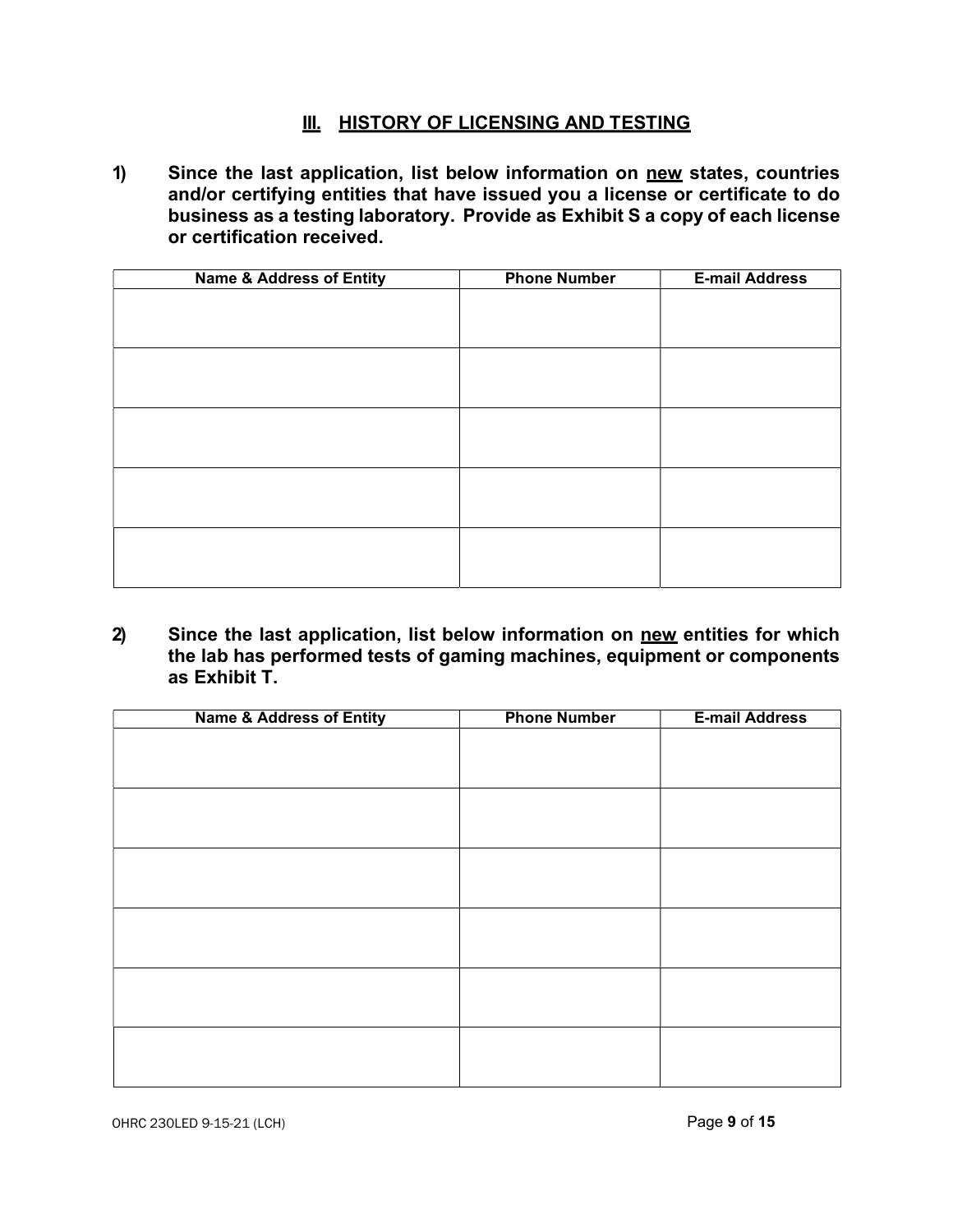## III. HISTORY OF LICENSING AND TESTING

1) **Since the last application, list below information on new states, countries and/or certifying entities that have issued you a license or certificate to do business as a testing laboratory. Provide as Exhibit S a copy of each license or certification received.**

| Name & Address of Entity | Phone Number | E-mail Address |
|---|---|---|
| | | |
| | | |
| | | |
| | | |
| | | |

2) **Since the last application, list below information on new entities for which the lab has performed tests of gaming machines, equipment or components as Exhibit T.**

| Name & Address of Entity | Phone Number | E-mail Address |
|---|---|---|
| | | |
| | | |
| | | |
| | | |
| | | |
| | | |

OHRC 230LED 9-15-21 (LCH)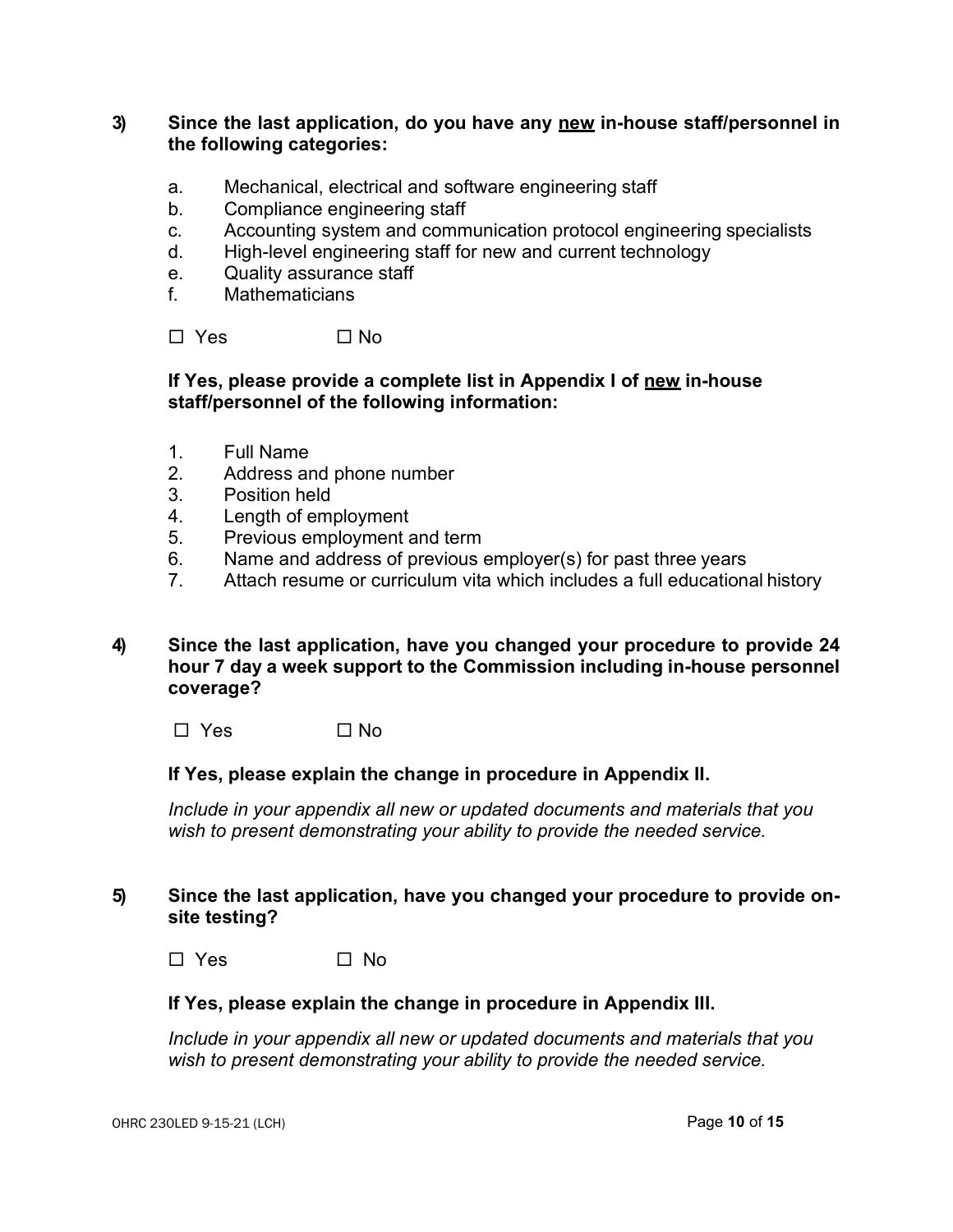**3) Since the last application, do you have any <u>new</u> in-house staff/personnel in the following categories:**

a. Mechanical, electrical and software engineering staff
b. Compliance engineering staff
c. Accounting system and communication protocol engineering specialists
d. High-level engineering staff for new and current technology
e. Quality assurance staff
f. Mathematicians

☐ Yes ☐ No

**If Yes, please provide a complete list in Appendix I of <u>new</u> in-house staff/personnel of the following information:**

1. Full Name
2. Address and phone number
3. Position held
4. Length of employment
5. Previous employment and term
6. Name and address of previous employer(s) for past three years
7. Attach resume or curriculum vita which includes a full educational history

**4) Since the last application, have you changed your procedure to provide 24 hour 7 day a week support to the Commission including in-house personnel coverage?**

☐ Yes ☐ No

**If Yes, please explain the change in procedure in Appendix II.**

*Include in your appendix all new or updated documents and materials that you wish to present demonstrating your ability to provide the needed service.*

**5) Since the last application, have you changed your procedure to provide on-site testing?**

☐ Yes ☐ No

**If Yes, please explain the change in procedure in Appendix III.**

*Include in your appendix all new or updated documents and materials that you wish to present demonstrating your ability to provide the needed service.*

OHRC 230LED 9-15-21 (LCH)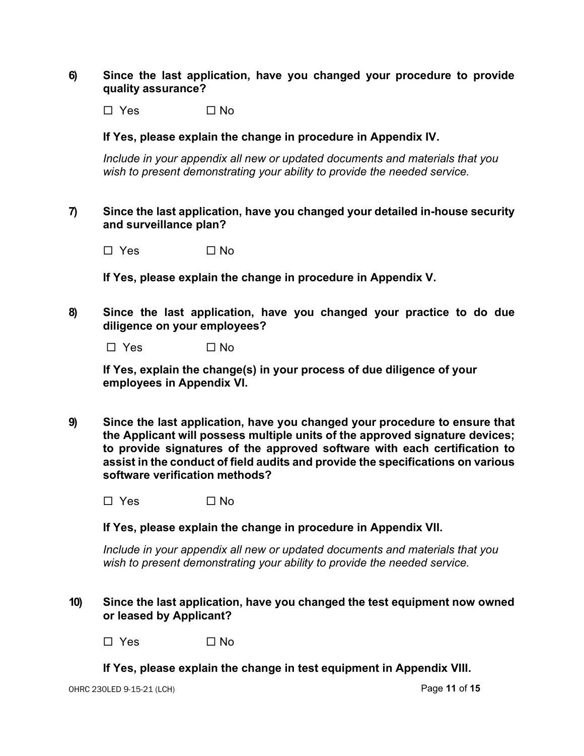**6) Since the last application, have you changed your procedure to provide quality assurance?**

☐ Yes ☐ No

**If Yes, please explain the change in procedure in Appendix IV.**

*Include in your appendix all new or updated documents and materials that you wish to present demonstrating your ability to provide the needed service.*

**7) Since the last application, have you changed your detailed in-house security and surveillance plan?**

☐ Yes ☐ No

**If Yes, please explain the change in procedure in Appendix V.**

**8) Since the last application, have you changed your practice to do due diligence on your employees?**

☐ Yes ☐ No

**If Yes, explain the change(s) in your process of due diligence of your employees in Appendix VI.**

**9) Since the last application, have you changed your procedure to ensure that the Applicant will possess multiple units of the approved signature devices; to provide signatures of the approved software with each certification to assist in the conduct of field audits and provide the specifications on various software verification methods?**

☐ Yes ☐ No

**If Yes, please explain the change in procedure in Appendix VII.**

*Include in your appendix all new or updated documents and materials that you wish to present demonstrating your ability to provide the needed service.*

**10) Since the last application, have you changed the test equipment now owned or leased by Applicant?**

☐ Yes ☐ No

**If Yes, please explain the change in test equipment in Appendix VIII.**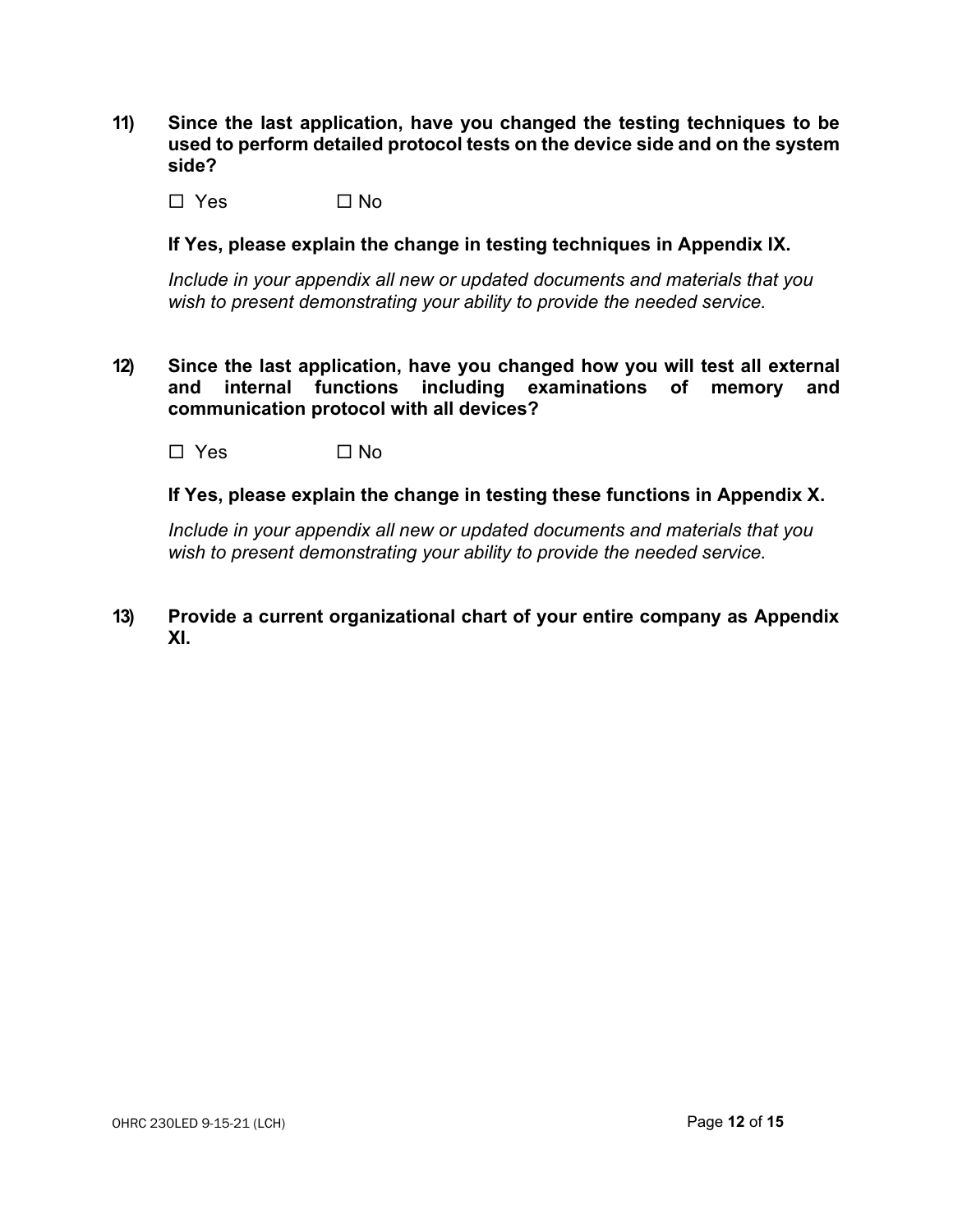**11) Since the last application, have you changed the testing techniques to be used to perform detailed protocol tests on the device side and on the system side?**

☐ Yes ☐ No

**If Yes, please explain the change in testing techniques in Appendix IX.**

*Include in your appendix all new or updated documents and materials that you wish to present demonstrating your ability to provide the needed service.*

**12) Since the last application, have you changed how you will test all external and internal functions including examinations of memory and communication protocol with all devices?**

☐ Yes ☐ No

**If Yes, please explain the change in testing these functions in Appendix X.**

*Include in your appendix all new or updated documents and materials that you wish to present demonstrating your ability to provide the needed service.*

**13) Provide a current organizational chart of your entire company as Appendix XI.**

OHRC 230LED 9-15-21 (LCH)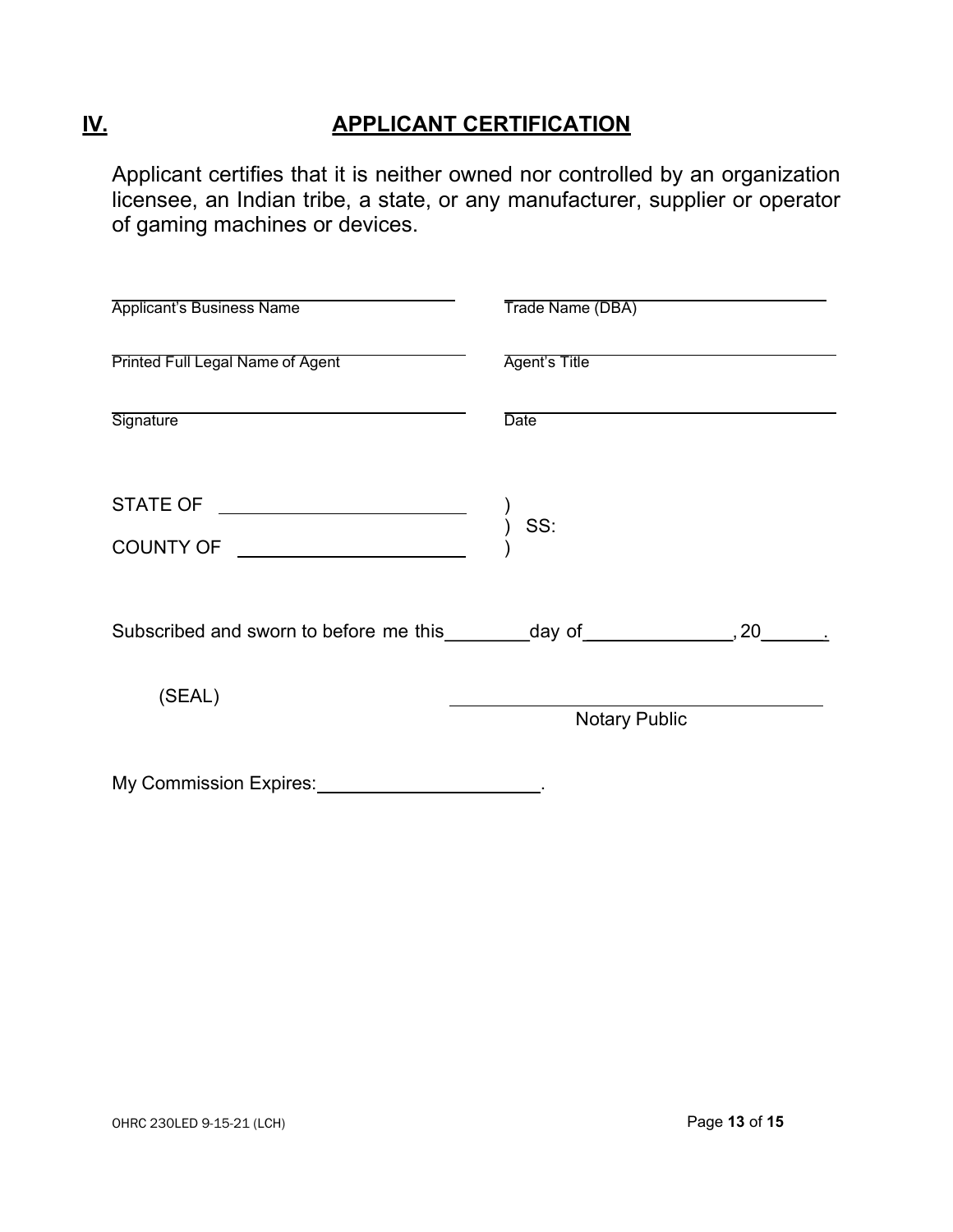## IV. APPLICANT CERTIFICATION

Applicant certifies that it is neither owned nor controlled by an organization licensee, an Indian tribe, a state, or any manufacturer, supplier or operator of gaming machines or devices.

| | |
|---|---|
| Applicant's Business Name | Trade Name (DBA) |
| Printed Full Legal Name of Agent | Agent's Title |
| Signature | Date |

STATE OF ______________________ )
) SS:
COUNTY OF ____________________ )

Subscribed and sworn to before me this________day of______________, 20______.

(SEAL)

_______________________________
Notary Public

My Commission Expires:_____________________.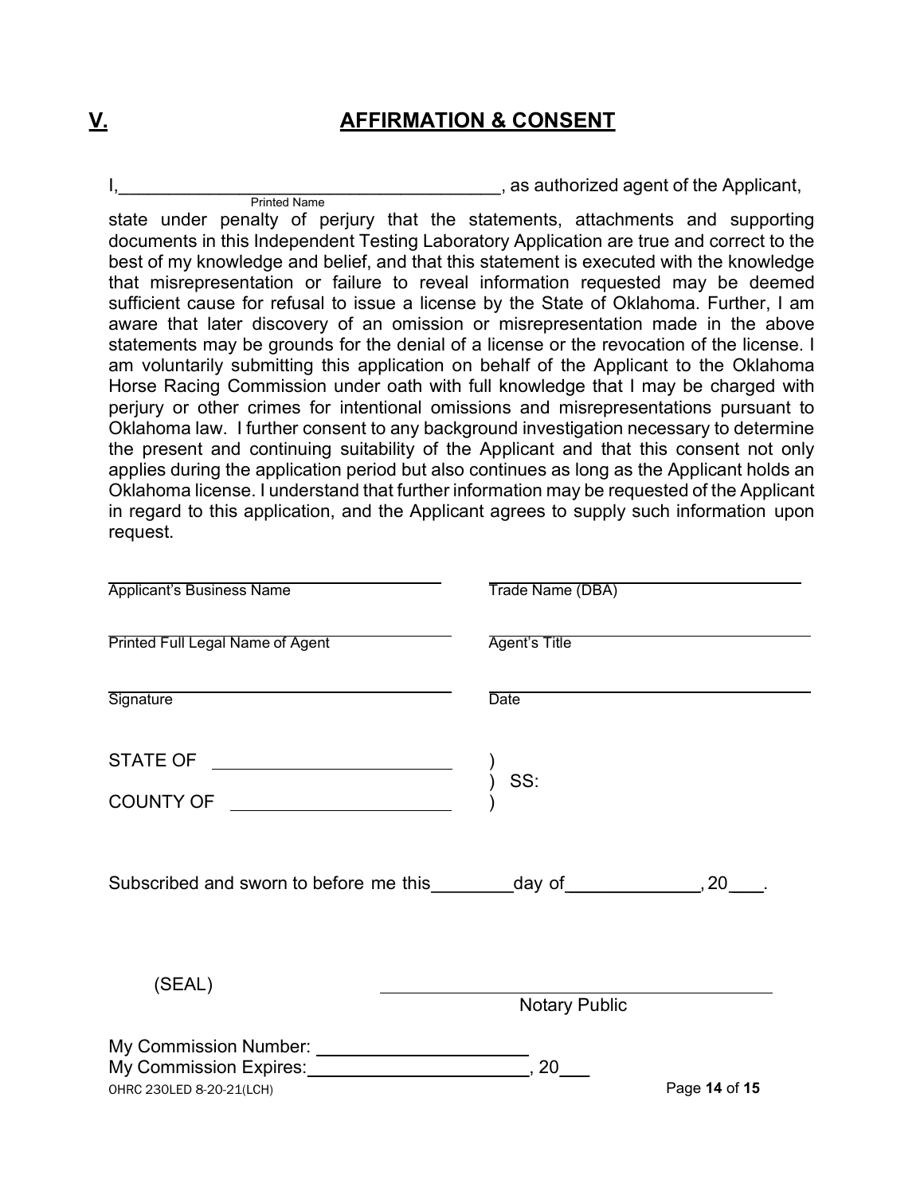## V. AFFIRMATION & CONSENT

I,_______________________________________, as authorized agent of the Applicant,
Printed Name

state under penalty of perjury that the statements, attachments and supporting documents in this Independent Testing Laboratory Application are true and correct to the best of my knowledge and belief, and that this statement is executed with the knowledge that misrepresentation or failure to reveal information requested may be deemed sufficient cause for refusal to issue a license by the State of Oklahoma. Further, I am aware that later discovery of an omission or misrepresentation made in the above statements may be grounds for the denial of a license or the revocation of the license. I am voluntarily submitting this application on behalf of the Applicant to the Oklahoma Horse Racing Commission under oath with full knowledge that I may be charged with perjury or other crimes for intentional omissions and misrepresentations pursuant to Oklahoma law. I further consent to any background investigation necessary to determine the present and continuing suitability of the Applicant and that this consent not only applies during the application period but also continues as long as the Applicant holds an Oklahoma license. I understand that further information may be requested of the Applicant in regard to this application, and the Applicant agrees to supply such information upon request.

| | |
|---|---|
| _______________________ | _______________________ |
| Applicant's Business Name | Trade Name (DBA) |
| _______________________ | _______________________ |
| Printed Full Legal Name of Agent | Agent's Title |
| _______________________ | _______________________ |
| Signature | Date |

STATE OF _______________________ )
                                                            ) SS:
COUNTY OF _____________________ )

Subscribed and sworn to before me this________day of_____________, 20___.

(SEAL)

_______________________________
Notary Public

My Commission Number: ____________________
My Commission Expires:____________________, 20___

OHRC 230LED 8-20-21(LCH)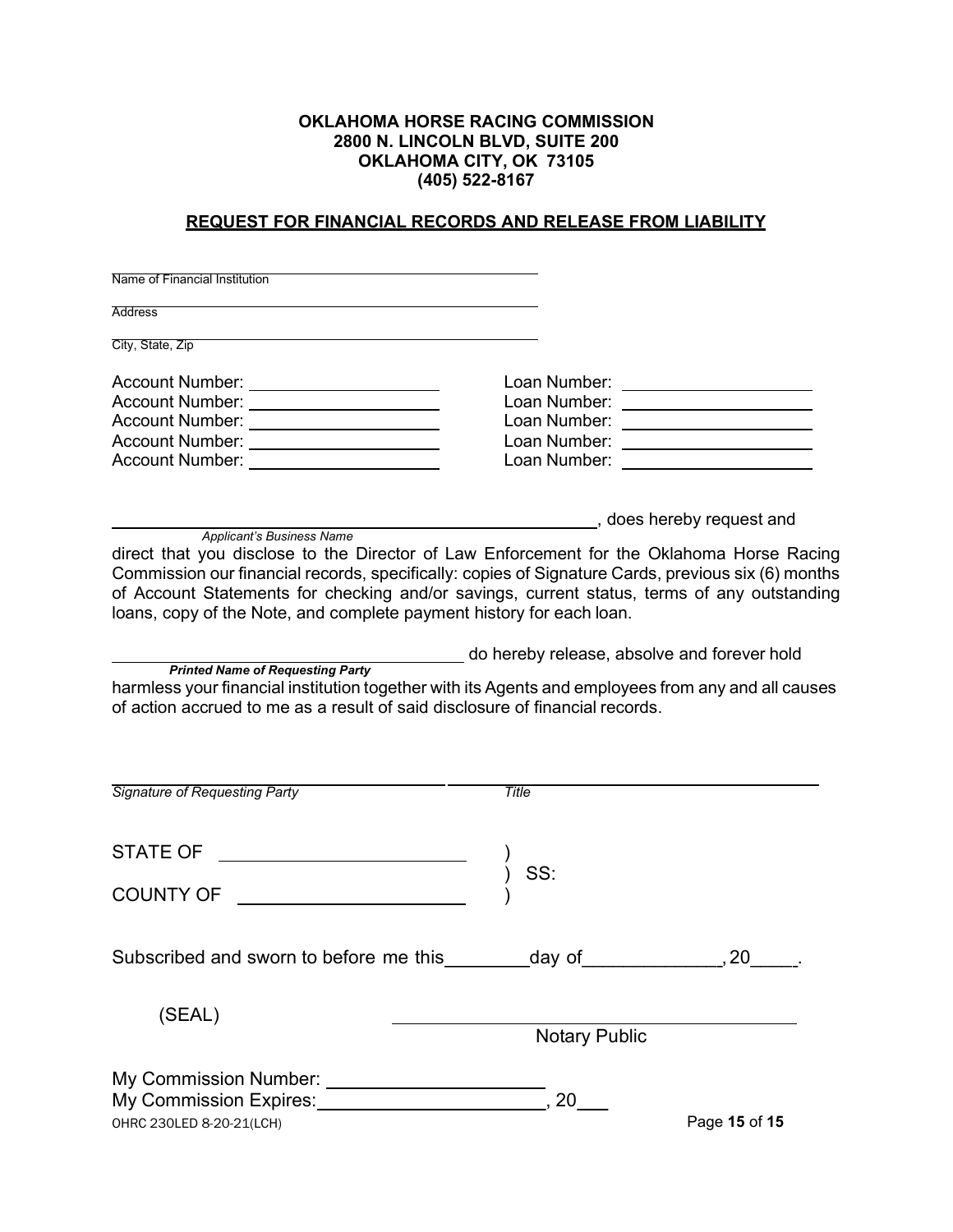**OKLAHOMA HORSE RACING COMMISSION**
**2800 N. LINCOLN BLVD, SUITE 200**
**OKLAHOMA CITY, OK 73105**
**(405) 522-8167**

## REQUEST FOR FINANCIAL RECORDS AND RELEASE FROM LIABILITY

______________________________________________
Name of Financial Institution

______________________________________________
Address

______________________________________________
City, State, Zip

| | |
|---|---|
| Account Number: ____________________ | Loan Number: ____________________ |
| Account Number: ____________________ | Loan Number: ____________________ |
| Account Number: ____________________ | Loan Number: ____________________ |
| Account Number: ____________________ | Loan Number: ____________________ |
| Account Number: ____________________ | Loan Number: ____________________ |

______________________________________________, does hereby request and
*Applicant's Business Name*
direct that you disclose to the Director of Law Enforcement for the Oklahoma Horse Racing Commission our financial records, specifically: copies of Signature Cards, previous six (6) months of Account Statements for checking and/or savings, current status, terms of any outstanding loans, copy of the Note, and complete payment history for each loan.

______________________________________ do hereby release, absolve and forever hold
***Printed Name of Requesting Party***
harmless your financial institution together with its Agents and employees from any and all causes of action accrued to me as a result of said disclosure of financial records.

______________________________________ ______________________________________
*Signature of Requesting Party* *Title*

STATE OF ______________________ )
) SS:
COUNTY OF ______________________ )

Subscribed and sworn to before me this________day of_____________, 20____.

(SEAL)

______________________________________
Notary Public

My Commission Number: ______________________
My Commission Expires:______________________, 20___

OHRC 230LED 8-20-21(LCH)